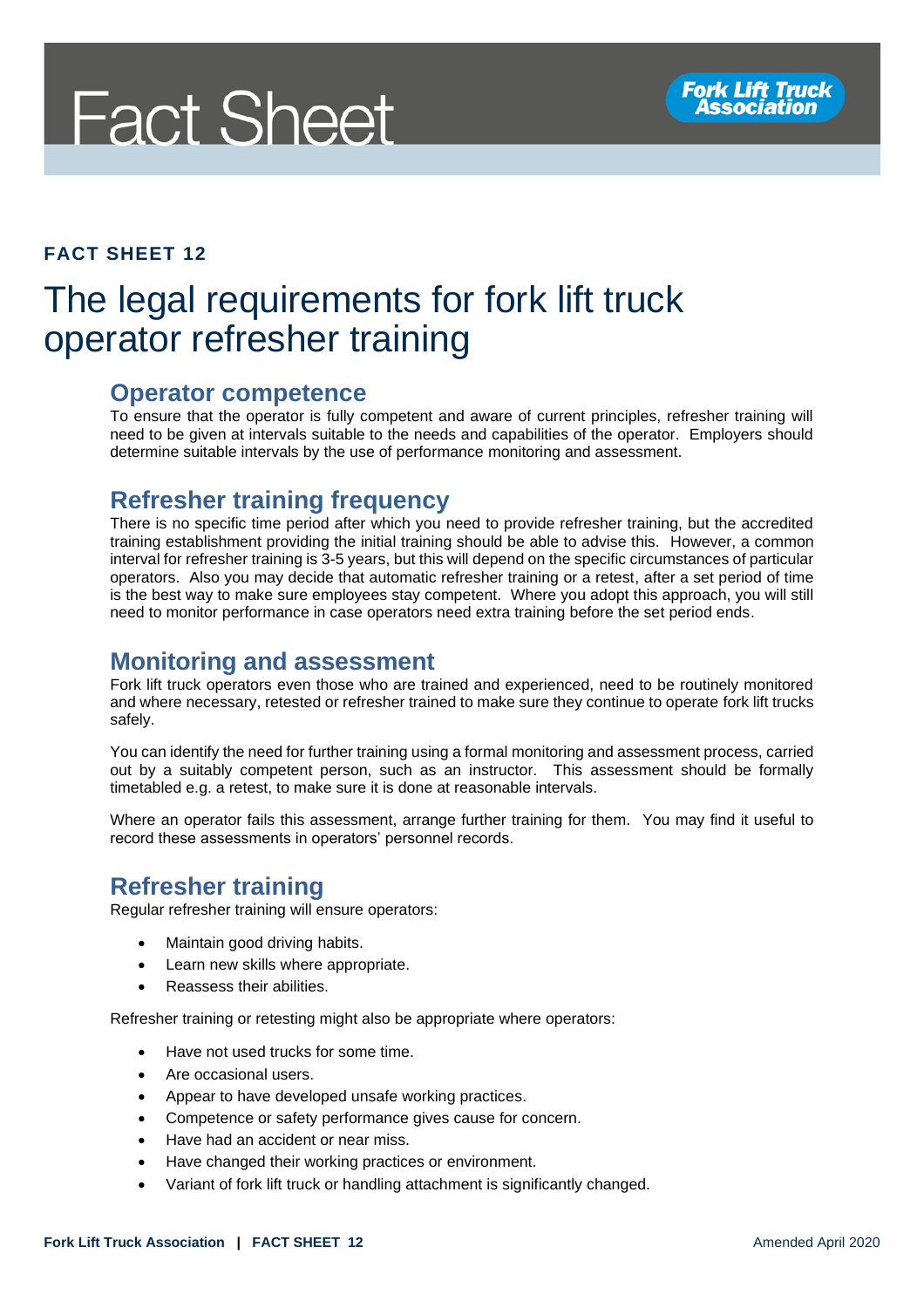Fact Sheet

Fork Lift Truck Association

**FACT SHEET 12**

# The legal requirements for fork lift truck operator refresher training

## Operator competence

To ensure that the operator is fully competent and aware of current principles, refresher training will need to be given at intervals suitable to the needs and capabilities of the operator. Employers should determine suitable intervals by the use of performance monitoring and assessment.

## Refresher training frequency

There is no specific time period after which you need to provide refresher training, but the accredited training establishment providing the initial training should be able to advise this. However, a common interval for refresher training is 3-5 years, but this will depend on the specific circumstances of particular operators. Also you may decide that automatic refresher training or a retest, after a set period of time is the best way to make sure employees stay competent. Where you adopt this approach, you will still need to monitor performance in case operators need extra training before the set period ends.

## Monitoring and assessment

Fork lift truck operators even those who are trained and experienced, need to be routinely monitored and where necessary, retested or refresher trained to make sure they continue to operate fork lift trucks safely.

You can identify the need for further training using a formal monitoring and assessment process, carried out by a suitably competent person, such as an instructor. This assessment should be formally timetabled e.g. a retest, to make sure it is done at reasonable intervals.

Where an operator fails this assessment, arrange further training for them. You may find it useful to record these assessments in operators' personnel records.

## Refresher training

Regular refresher training will ensure operators:

- Maintain good driving habits.
- Learn new skills where appropriate.
- Reassess their abilities.

Refresher training or retesting might also be appropriate where operators:

- Have not used trucks for some time.
- Are occasional users.
- Appear to have developed unsafe working practices.
- Competence or safety performance gives cause for concern.
- Have had an accident or near miss.
- Have changed their working practices or environment.
- Variant of fork lift truck or handling attachment is significantly changed.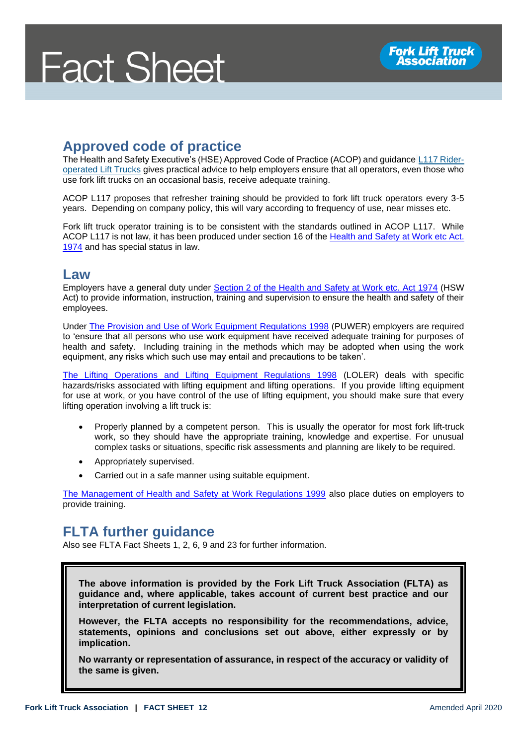## Approved code of practice

The Health and Safety Executive's (HSE) Approved Code of Practice (ACOP) and guidance L117 Rider-operated Lift Trucks gives practical advice to help employers ensure that all operators, even those who use fork lift trucks on an occasional basis, receive adequate training.

ACOP L117 proposes that refresher training should be provided to fork lift truck operators every 3-5 years. Depending on company policy, this will vary according to frequency of use, near misses etc.

Fork lift truck operator training is to be consistent with the standards outlined in ACOP L117. While ACOP L117 is not law, it has been produced under section 16 of the Health and Safety at Work etc Act. 1974 and has special status in law.

## Law

Employers have a general duty under Section 2 of the Health and Safety at Work etc. Act 1974 (HSW Act) to provide information, instruction, training and supervision to ensure the health and safety of their employees.

Under The Provision and Use of Work Equipment Regulations 1998 (PUWER) employers are required to 'ensure that all persons who use work equipment have received adequate training for purposes of health and safety. Including training in the methods which may be adopted when using the work equipment, any risks which such use may entail and precautions to be taken'.

The Lifting Operations and Lifting Equipment Regulations 1998 (LOLER) deals with specific hazards/risks associated with lifting equipment and lifting operations. If you provide lifting equipment for use at work, or you have control of the use of lifting equipment, you should make sure that every lifting operation involving a lift truck is:

- Properly planned by a competent person. This is usually the operator for most fork lift-truck work, so they should have the appropriate training, knowledge and expertise. For unusual complex tasks or situations, specific risk assessments and planning are likely to be required.
- Appropriately supervised.
- Carried out in a safe manner using suitable equipment.

The Management of Health and Safety at Work Regulations 1999 also place duties on employers to provide training.

## FLTA further guidance

Also see FLTA Fact Sheets 1, 2, 6, 9 and 23 for further information.

**The above information is provided by the Fork Lift Truck Association (FLTA) as guidance and, where applicable, takes account of current best practice and our interpretation of current legislation.**

**However, the FLTA accepts no responsibility for the recommendations, advice, statements, opinions and conclusions set out above, either expressly or by implication.**

**No warranty or representation of assurance, in respect of the accuracy or validity of the same is given.**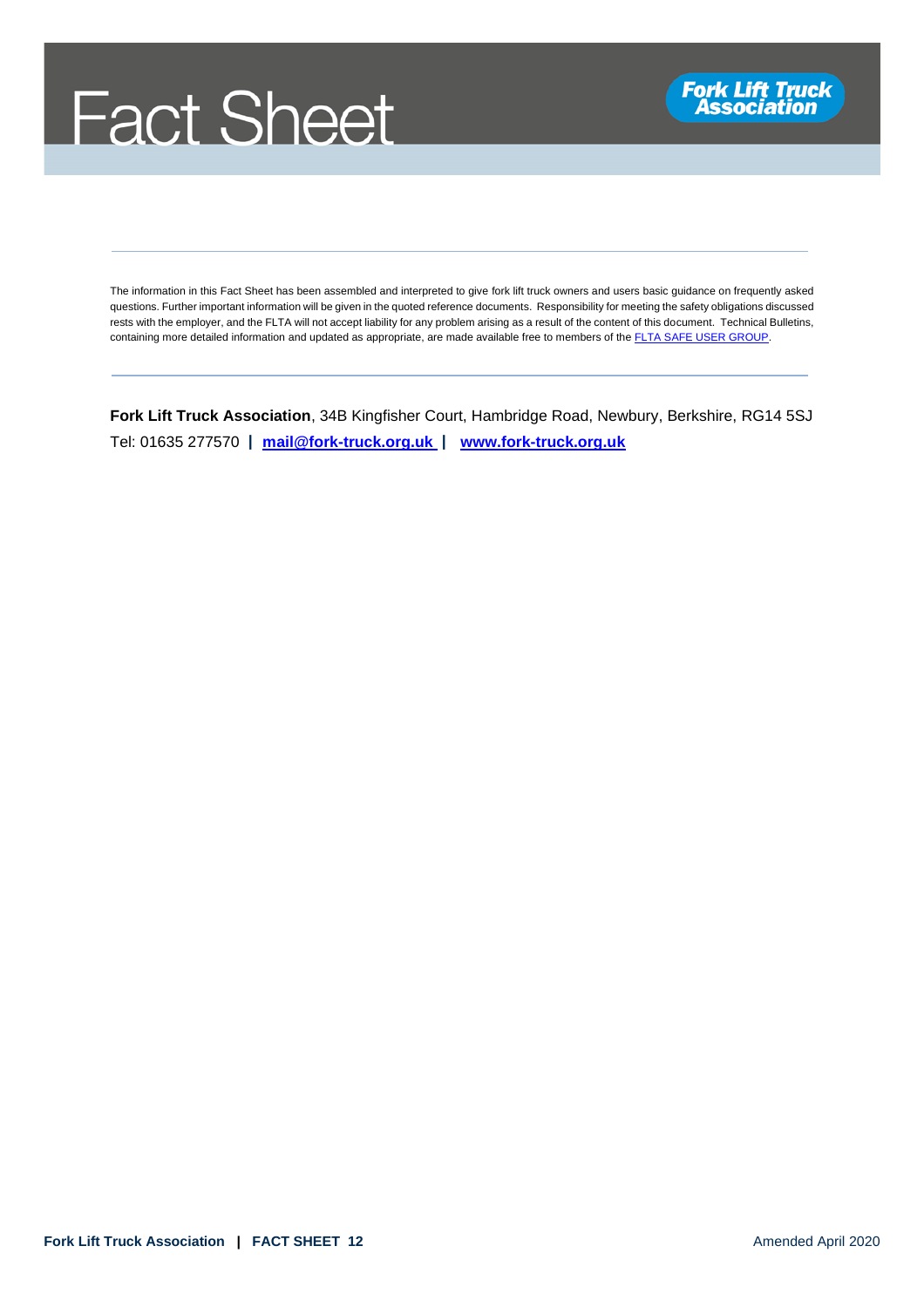# Fact Sheet

The information in this Fact Sheet has been assembled and interpreted to give fork lift truck owners and users basic guidance on frequently asked questions. Further important information will be given in the quoted reference documents. Responsibility for meeting the safety obligations discussed rests with the employer, and the FLTA will not accept liability for any problem arising as a result of the content of this document. Technical Bulletins, containing more detailed information and updated as appropriate, are made available free to members of the FLTA SAFE USER GROUP.

---

**Fork Lift Truck Association**, 34B Kingfisher Court, Hambridge Road, Newbury, Berkshire, RG14 5SJ
Tel: 01635 277570 **|** **mail@fork-truck.org.uk** **|** **www.fork-truck.org.uk**